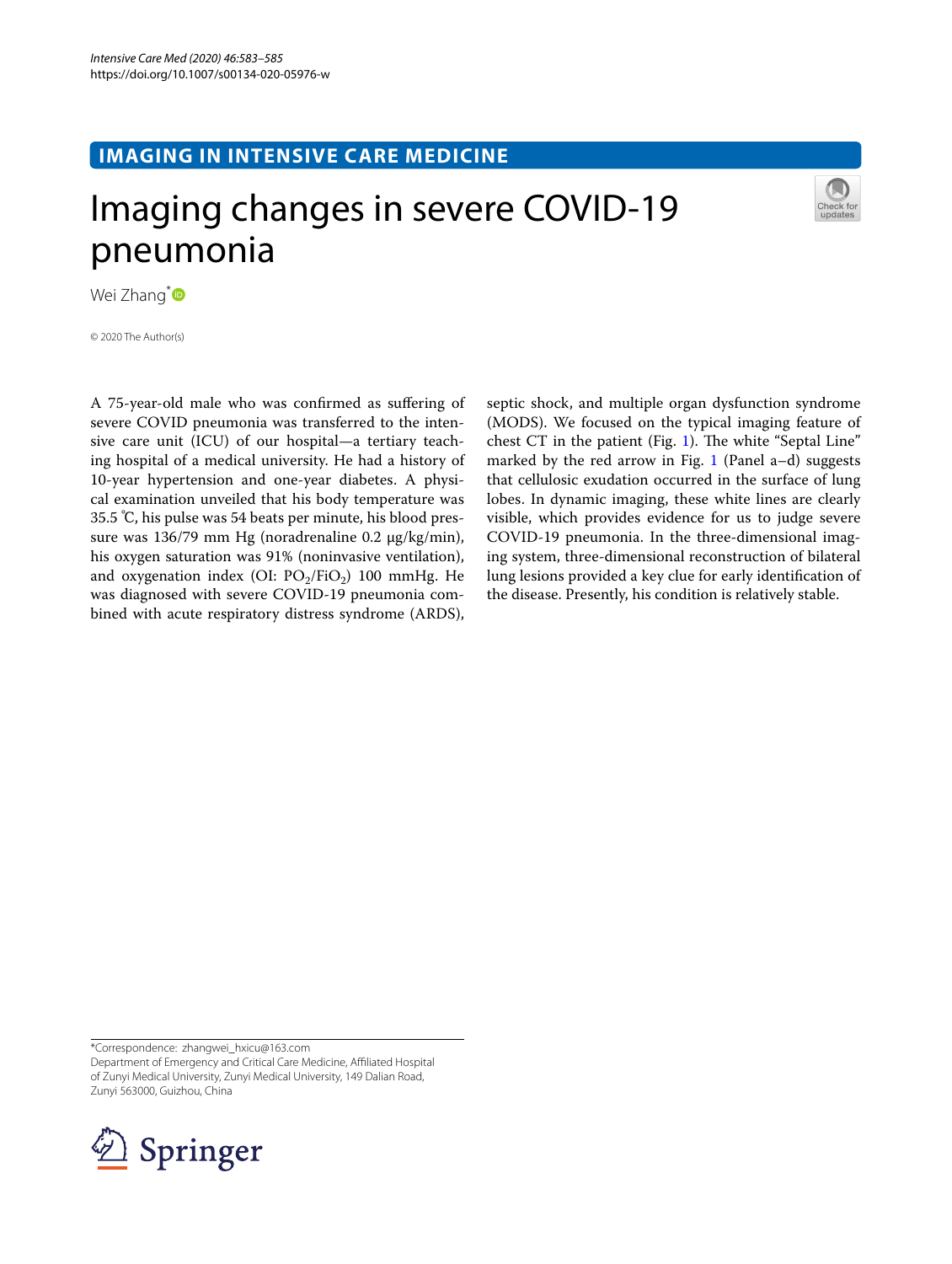IMAGING IN INTENSIVE CARE MEDICINE

# Imaging changes in severe COVID-19 pneumonia

Wei Zhang*

© 2020 The Author(s)

A 75-year-old male who was confirmed as suffering of severe COVID pneumonia was transferred to the intensive care unit (ICU) of our hospital—a tertiary teaching hospital of a medical university. He had a history of 10-year hypertension and one-year diabetes. A physical examination unveiled that his body temperature was 35.5 ℃, his pulse was 54 beats per minute, his blood pressure was 136/79 mm Hg (noradrenaline 0.2 μg/kg/min), his oxygen saturation was 91% (noninvasive ventilation), and oxygenation index (OI: $PO_2/FiO_2$) 100 mmHg. He was diagnosed with severe COVID-19 pneumonia combined with acute respiratory distress syndrome (ARDS), septic shock, and multiple organ dysfunction syndrome (MODS). We focused on the typical imaging feature of chest CT in the patient (Fig. 1). The white "Septal Line" marked by the red arrow in Fig. 1 (Panel a–d) suggests that cellulosic exudation occurred in the surface of lung lobes. In dynamic imaging, these white lines are clearly visible, which provides evidence for us to judge severe COVID-19 pneumonia. In the three-dimensional imaging system, three-dimensional reconstruction of bilateral lung lesions provided a key clue for early identification of the disease. Presently, his condition is relatively stable.

*Correspondence: zhangwei_hxicu@163.com
Department of Emergency and Critical Care Medicine, Affiliated Hospital of Zunyi Medical University, Zunyi Medical University, 149 Dalian Road, Zunyi 563000, Guizhou, China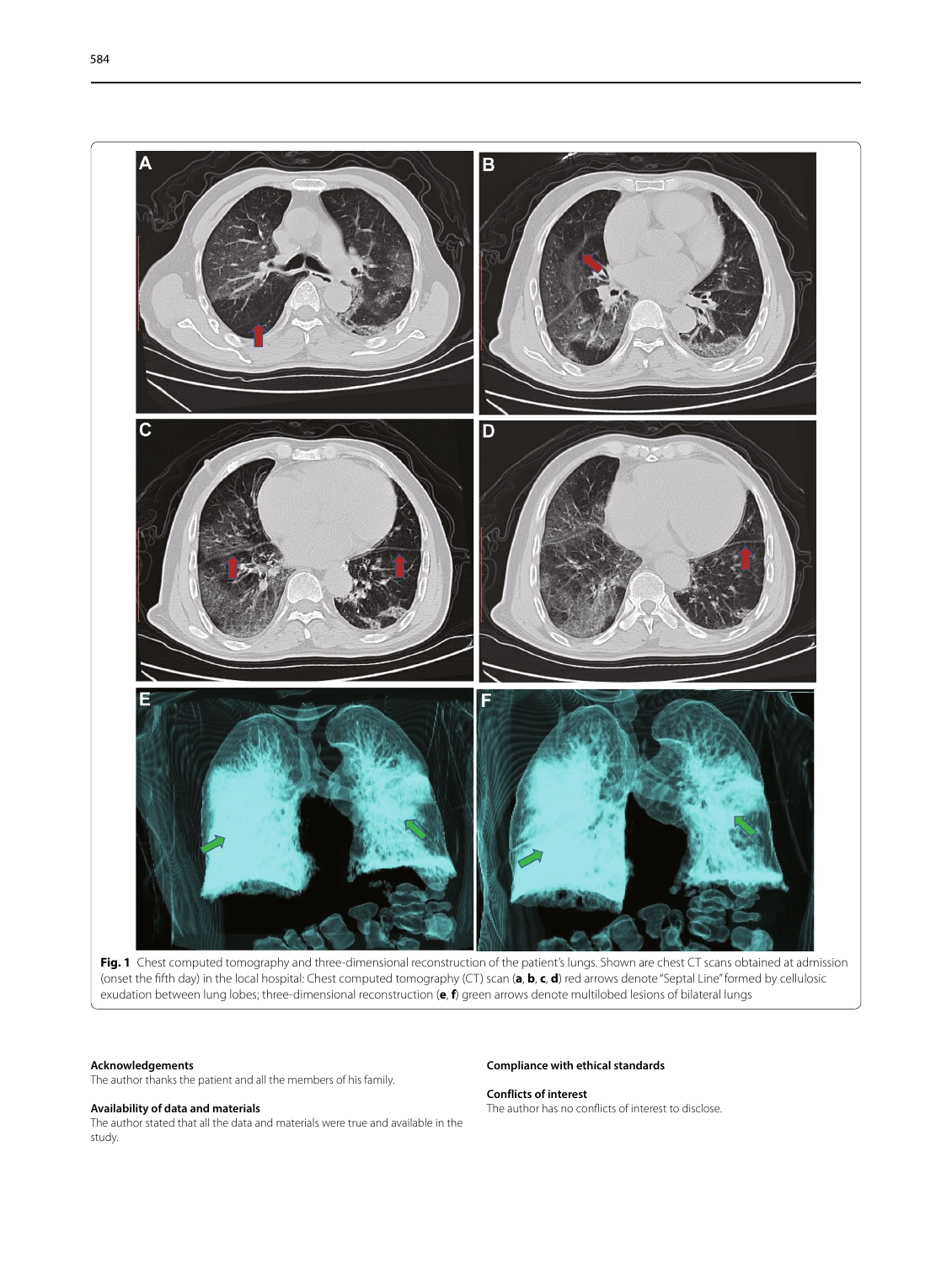**Fig. 1** Chest computed tomography and three-dimensional reconstruction of the patient's lungs. Shown are chest CT scans obtained at admission (onset the fifth day) in the local hospital: Chest computed tomography (CT) scan (**a**, **b**, **c**, **d**) red arrows denote "Septal Line" formed by cellulosic exudation between lung lobes; three-dimensional reconstruction (**e**, **f**) green arrows denote multilobed lesions of bilateral lungs

#### Acknowledgements

The author thanks the patient and all the members of his family.

#### Availability of data and materials

The author stated that all the data and materials were true and available in the study.

#### Compliance with ethical standards

#### Conflicts of interest

The author has no conflicts of interest to disclose.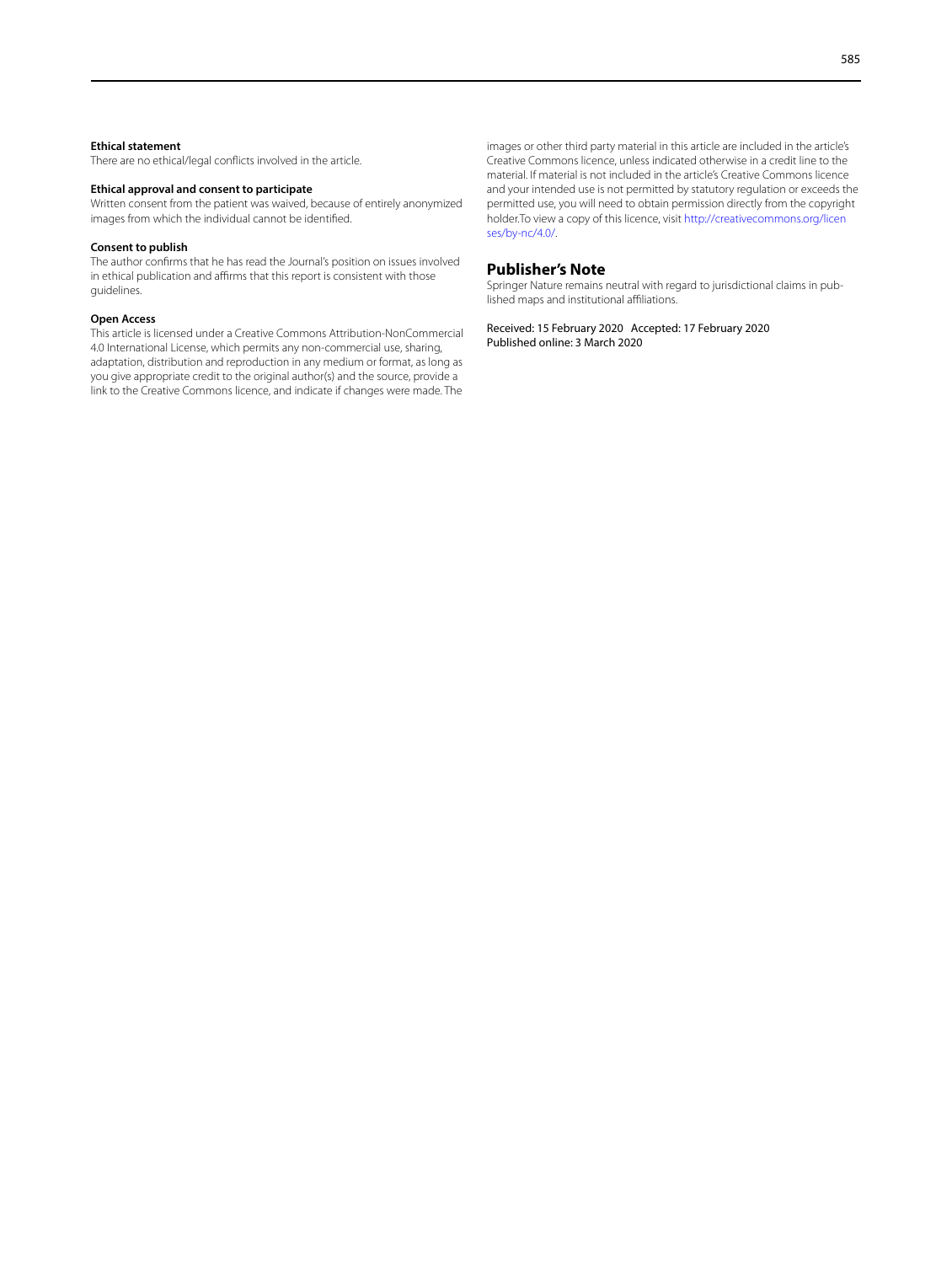**Ethical statement**

There are no ethical/legal conflicts involved in the article.

**Ethical approval and consent to participate**

Written consent from the patient was waived, because of entirely anonymized images from which the individual cannot be identified.

**Consent to publish**

The author confirms that he has read the Journal's position on issues involved in ethical publication and affirms that this report is consistent with those guidelines.

**Open Access**

This article is licensed under a Creative Commons Attribution-NonCommercial 4.0 International License, which permits any non-commercial use, sharing, adaptation, distribution and reproduction in any medium or format, as long as you give appropriate credit to the original author(s) and the source, provide a link to the Creative Commons licence, and indicate if changes were made. The images or other third party material in this article are included in the article's Creative Commons licence, unless indicated otherwise in a credit line to the material. If material is not included in the article's Creative Commons licence and your intended use is not permitted by statutory regulation or exceeds the permitted use, you will need to obtain permission directly from the copyright holder.To view a copy of this licence, visit http://creativecommons.org/licenses/by-nc/4.0/.

## Publisher's Note

Springer Nature remains neutral with regard to jurisdictional claims in published maps and institutional affiliations.

Received: 15 February 2020 Accepted: 17 February 2020
Published online: 3 March 2020